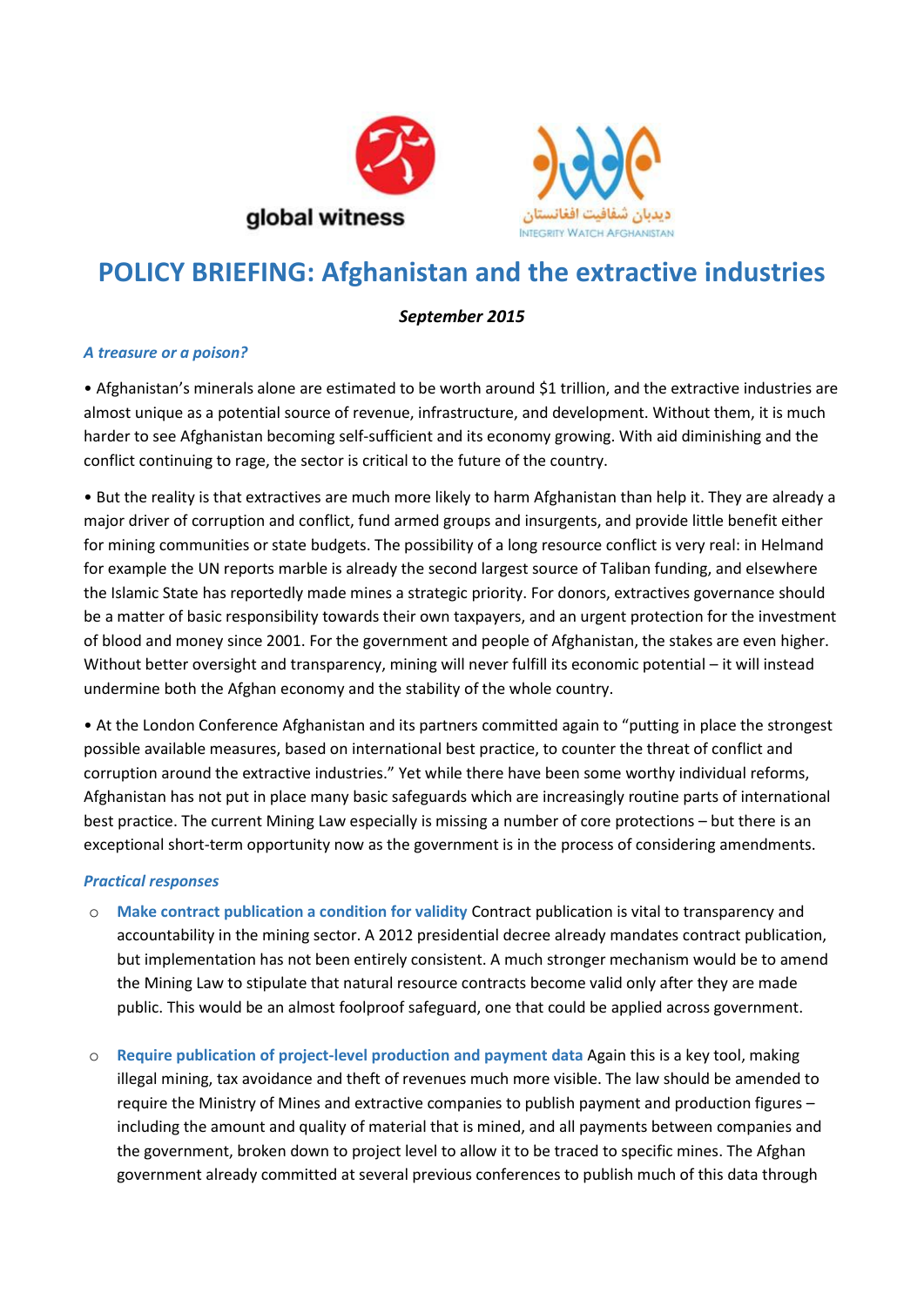global witness

دیدبان شفافیت افغانستان
INTEGRITY WATCH AFGHANISTAN

# POLICY BRIEFING: Afghanistan and the extractive industries

***September 2015***

### *A treasure or a poison?*

• Afghanistan's minerals alone are estimated to be worth around $1 trillion, and the extractive industries are almost unique as a potential source of revenue, infrastructure, and development. Without them, it is much harder to see Afghanistan becoming self-sufficient and its economy growing. With aid diminishing and the conflict continuing to rage, the sector is critical to the future of the country.

• But the reality is that extractives are much more likely to harm Afghanistan than help it. They are already a major driver of corruption and conflict, fund armed groups and insurgents, and provide little benefit either for mining communities or state budgets. The possibility of a long resource conflict is very real: in Helmand for example the UN reports marble is already the second largest source of Taliban funding, and elsewhere the Islamic State has reportedly made mines a strategic priority. For donors, extractives governance should be a matter of basic responsibility towards their own taxpayers, and an urgent protection for the investment of blood and money since 2001. For the government and people of Afghanistan, the stakes are even higher. Without better oversight and transparency, mining will never fulfill its economic potential – it will instead undermine both the Afghan economy and the stability of the whole country.

• At the London Conference Afghanistan and its partners committed again to "putting in place the strongest possible available measures, based on international best practice, to counter the threat of conflict and corruption around the extractive industries." Yet while there have been some worthy individual reforms, Afghanistan has not put in place many basic safeguards which are increasingly routine parts of international best practice. The current Mining Law especially is missing a number of core protections – but there is an exceptional short-term opportunity now as the government is in the process of considering amendments.

### *Practical responses*

- **Make contract publication a condition for validity** Contract publication is vital to transparency and accountability in the mining sector. A 2012 presidential decree already mandates contract publication, but implementation has not been entirely consistent. A much stronger mechanism would be to amend the Mining Law to stipulate that natural resource contracts become valid only after they are made public. This would be an almost foolproof safeguard, one that could be applied across government.

- **Require publication of project-level production and payment data** Again this is a key tool, making illegal mining, tax avoidance and theft of revenues much more visible. The law should be amended to require the Ministry of Mines and extractive companies to publish payment and production figures – including the amount and quality of material that is mined, and all payments between companies and the government, broken down to project level to allow it to be traced to specific mines. The Afghan government already committed at several previous conferences to publish much of this data through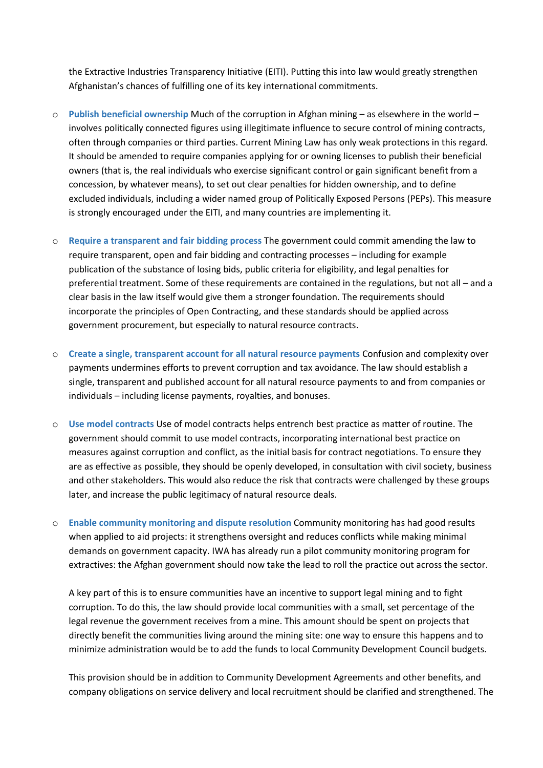the Extractive Industries Transparency Initiative (EITI). Putting this into law would greatly strengthen Afghanistan's chances of fulfilling one of its key international commitments.

- **Publish beneficial ownership** Much of the corruption in Afghan mining – as elsewhere in the world – involves politically connected figures using illegitimate influence to secure control of mining contracts, often through companies or third parties. Current Mining Law has only weak protections in this regard. It should be amended to require companies applying for or owning licenses to publish their beneficial owners (that is, the real individuals who exercise significant control or gain significant benefit from a concession, by whatever means), to set out clear penalties for hidden ownership, and to define excluded individuals, including a wider named group of Politically Exposed Persons (PEPs). This measure is strongly encouraged under the EITI, and many countries are implementing it.

- **Require a transparent and fair bidding process** The government could commit amending the law to require transparent, open and fair bidding and contracting processes – including for example publication of the substance of losing bids, public criteria for eligibility, and legal penalties for preferential treatment. Some of these requirements are contained in the regulations, but not all – and a clear basis in the law itself would give them a stronger foundation. The requirements should incorporate the principles of Open Contracting, and these standards should be applied across government procurement, but especially to natural resource contracts.

- **Create a single, transparent account for all natural resource payments** Confusion and complexity over payments undermines efforts to prevent corruption and tax avoidance. The law should establish a single, transparent and published account for all natural resource payments to and from companies or individuals – including license payments, royalties, and bonuses.

- **Use model contracts** Use of model contracts helps entrench best practice as matter of routine. The government should commit to use model contracts, incorporating international best practice on measures against corruption and conflict, as the initial basis for contract negotiations. To ensure they are as effective as possible, they should be openly developed, in consultation with civil society, business and other stakeholders. This would also reduce the risk that contracts were challenged by these groups later, and increase the public legitimacy of natural resource deals.

- **Enable community monitoring and dispute resolution** Community monitoring has had good results when applied to aid projects: it strengthens oversight and reduces conflicts while making minimal demands on government capacity. IWA has already run a pilot community monitoring program for extractives: the Afghan government should now take the lead to roll the practice out across the sector.

  A key part of this is to ensure communities have an incentive to support legal mining and to fight corruption. To do this, the law should provide local communities with a small, set percentage of the legal revenue the government receives from a mine. This amount should be spent on projects that directly benefit the communities living around the mining site: one way to ensure this happens and to minimize administration would be to add the funds to local Community Development Council budgets.

  This provision should be in addition to Community Development Agreements and other benefits, and company obligations on service delivery and local recruitment should be clarified and strengthened. The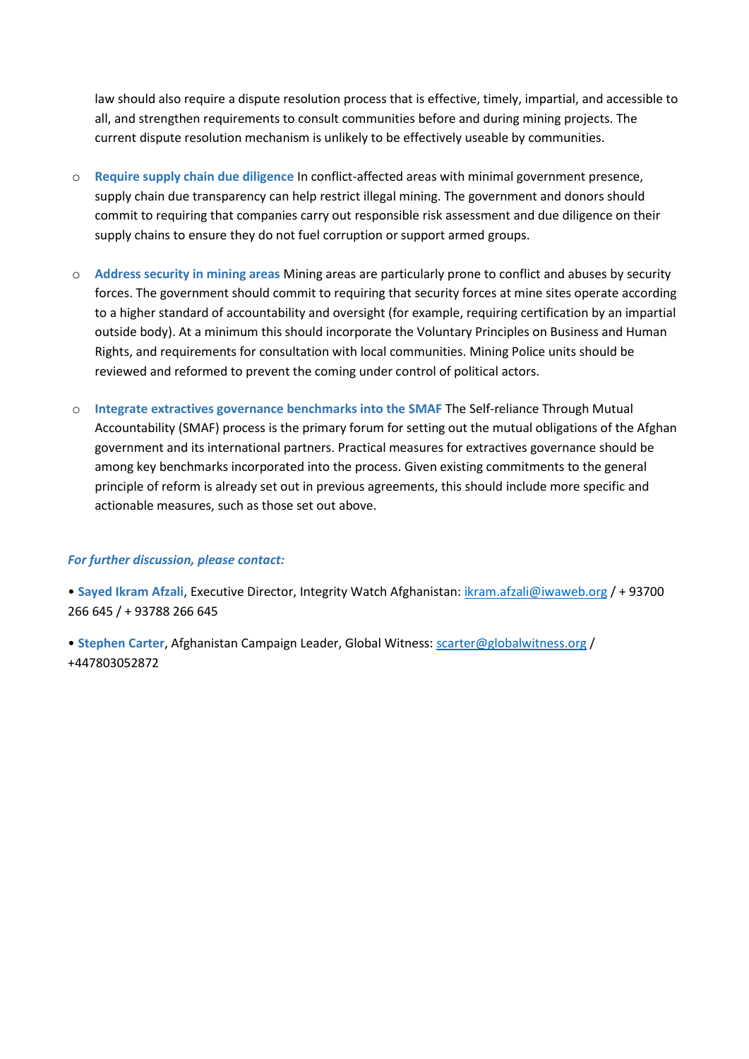law should also require a dispute resolution process that is effective, timely, impartial, and accessible to all, and strengthen requirements to consult communities before and during mining projects. The current dispute resolution mechanism is unlikely to be effectively useable by communities.

- **Require supply chain due diligence** In conflict-affected areas with minimal government presence, supply chain due transparency can help restrict illegal mining. The government and donors should commit to requiring that companies carry out responsible risk assessment and due diligence on their supply chains to ensure they do not fuel corruption or support armed groups.

- **Address security in mining areas** Mining areas are particularly prone to conflict and abuses by security forces. The government should commit to requiring that security forces at mine sites operate according to a higher standard of accountability and oversight (for example, requiring certification by an impartial outside body). At a minimum this should incorporate the Voluntary Principles on Business and Human Rights, and requirements for consultation with local communities. Mining Police units should be reviewed and reformed to prevent the coming under control of political actors.

- **Integrate extractives governance benchmarks into the SMAF** The Self-reliance Through Mutual Accountability (SMAF) process is the primary forum for setting out the mutual obligations of the Afghan government and its international partners. Practical measures for extractives governance should be among key benchmarks incorporated into the process. Given existing commitments to the general principle of reform is already set out in previous agreements, this should include more specific and actionable measures, such as those set out above.

***For further discussion, please contact:***

- **Sayed Ikram Afzali**, Executive Director, Integrity Watch Afghanistan: ikram.afzali@iwaweb.org / + 93700 266 645 / + 93788 266 645

- **Stephen Carter**, Afghanistan Campaign Leader, Global Witness: scarter@globalwitness.org / +447803052872